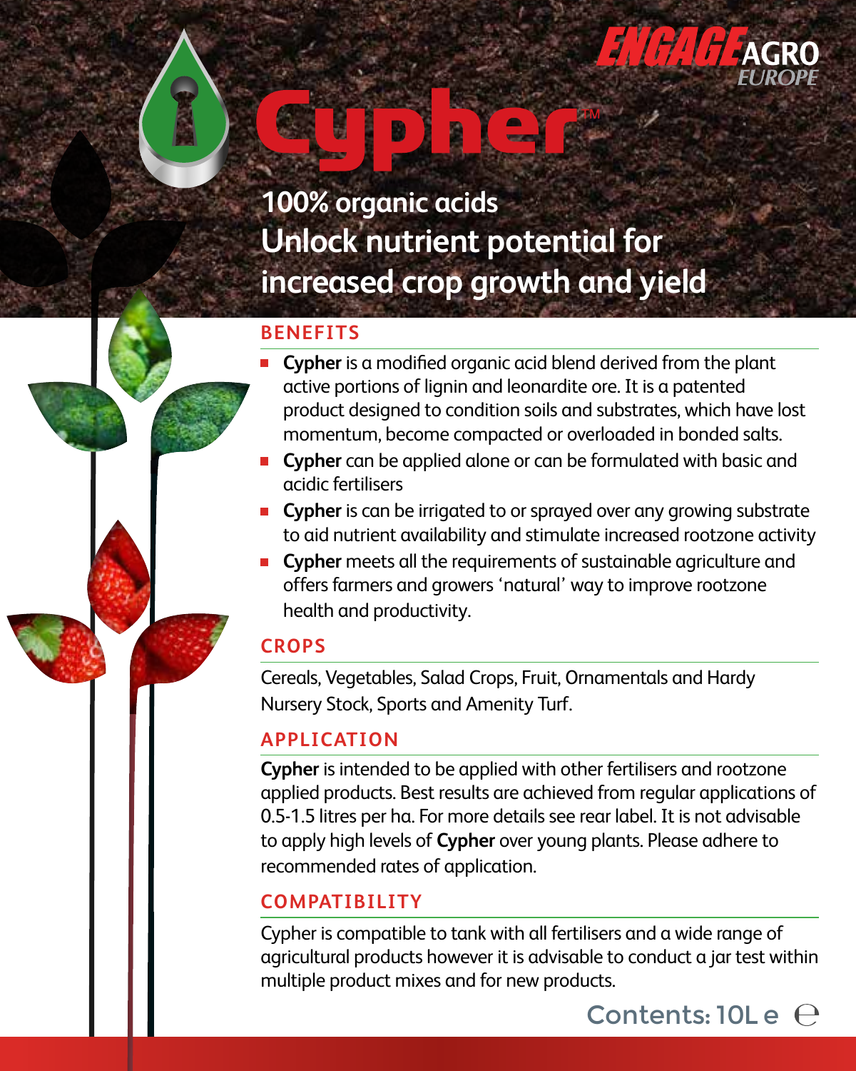ENGAGE AGRO EUROPE

# Cypher™

## 100% organic acids
## Unlock nutrient potential for increased crop growth and yield

### BENEFITS

- **Cypher** is a modified organic acid blend derived from the plant active portions of lignin and leonardite ore. It is a patented product designed to condition soils and substrates, which have lost momentum, become compacted or overloaded in bonded salts.
- **Cypher** can be applied alone or can be formulated with basic and acidic fertilisers
- **Cypher** is can be irrigated to or sprayed over any growing substrate to aid nutrient availability and stimulate increased rootzone activity
- **Cypher** meets all the requirements of sustainable agriculture and offers farmers and growers 'natural' way to improve rootzone health and productivity.

### CROPS

Cereals, Vegetables, Salad Crops, Fruit, Ornamentals and Hardy Nursery Stock, Sports and Amenity Turf.

### APPLICATION

**Cypher** is intended to be applied with other fertilisers and rootzone applied products. Best results are achieved from regular applications of 0.5-1.5 litres per ha. For more details see rear label. It is not advisable to apply high levels of **Cypher** over young plants. Please adhere to recommended rates of application.

### COMPATIBILITY

Cypher is compatible to tank with all fertilisers and a wide range of agricultural products however it is advisable to conduct a jar test within multiple product mixes and for new products.

Contents: 10L e ℮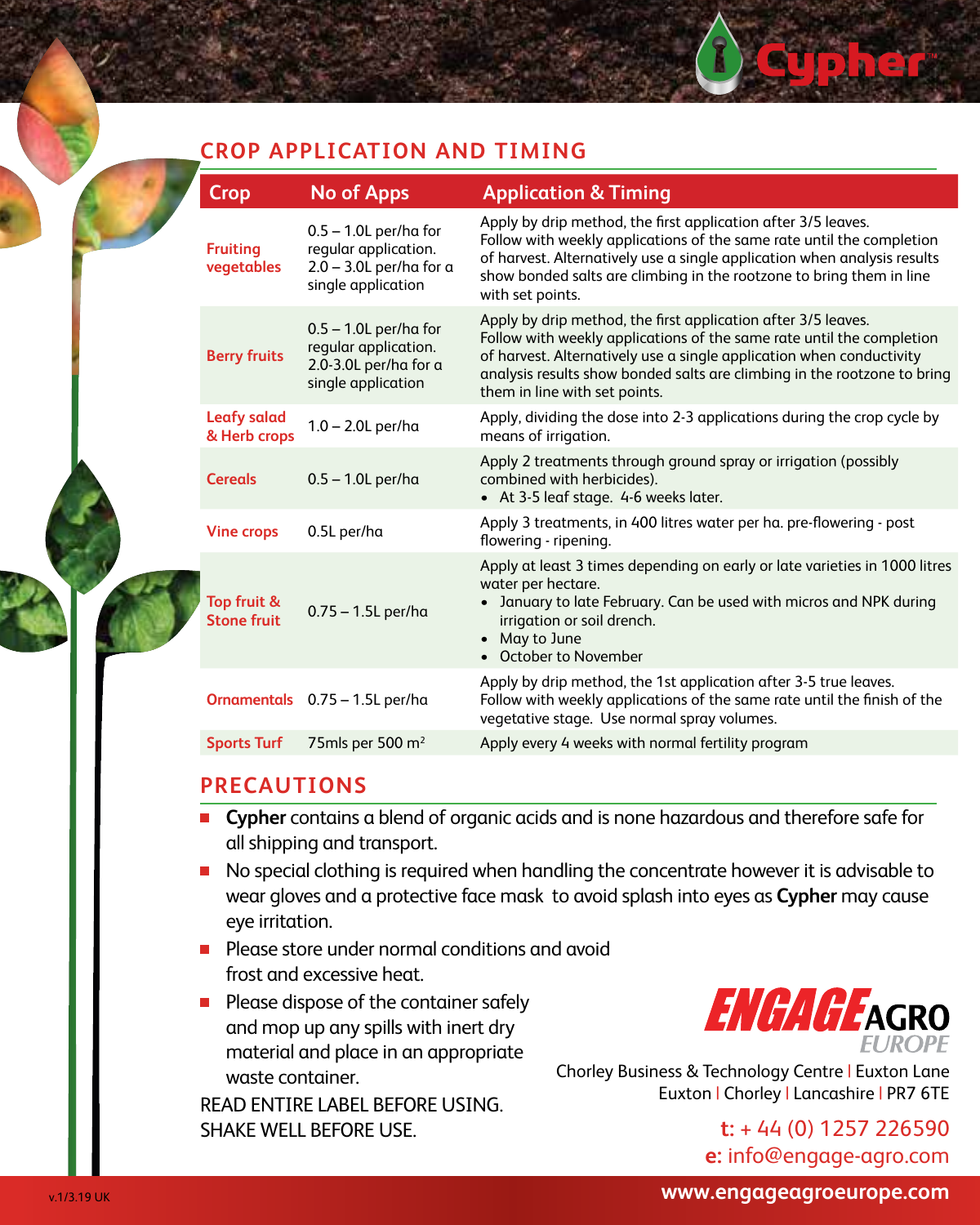## CROP APPLICATION AND TIMING

| Crop | No of Apps | Application & Timing |
|---|---|---|
| Fruiting vegetables | 0.5 – 1.0L per/ha for regular application. 2.0 – 3.0L per/ha for a single application | Apply by drip method, the first application after 3/5 leaves. Follow with weekly applications of the same rate until the completion of harvest. Alternatively use a single application when analysis results show bonded salts are climbing in the rootzone to bring them in line with set points. |
| Berry fruits | 0.5 – 1.0L per/ha for regular application. 2.0-3.0L per/ha for a single application | Apply by drip method, the first application after 3/5 leaves. Follow with weekly applications of the same rate until the completion of harvest. Alternatively use a single application when conductivity analysis results show bonded salts are climbing in the rootzone to bring them in line with set points. |
| Leafy salad & Herb crops | 1.0 – 2.0L per/ha | Apply, dividing the dose into 2-3 applications during the crop cycle by means of irrigation. |
| Cereals | 0.5 – 1.0L per/ha | Apply 2 treatments through ground spray or irrigation (possibly combined with herbicides).<br>• At 3-5 leaf stage. 4-6 weeks later. |
| Vine crops | 0.5L per/ha | Apply 3 treatments, in 400 litres water per ha. pre-flowering - post flowering - ripening. |
| Top fruit & Stone fruit | 0.75 – 1.5L per/ha | Apply at least 3 times depending on early or late varieties in 1000 litres water per hectare.<br>• January to late February. Can be used with micros and NPK during irrigation or soil drench.<br>• May to June<br>• October to November |
| Ornamentals | 0.75 – 1.5L per/ha | Apply by drip method, the 1st application after 3-5 true leaves. Follow with weekly applications of the same rate until the finish of the vegetative stage. Use normal spray volumes. |
| Sports Turf | 75mls per 500 m$^2$ | Apply every 4 weeks with normal fertility program |

## PRECAUTIONS

- **Cypher** contains a blend of organic acids and is none hazardous and therefore safe for all shipping and transport.
- No special clothing is required when handling the concentrate however it is advisable to wear gloves and a protective face mask to avoid splash into eyes as **Cypher** may cause eye irritation.
- Please store under normal conditions and avoid frost and excessive heat.
- Please dispose of the container safely and mop up any spills with inert dry material and place in an appropriate waste container.

READ ENTIRE LABEL BEFORE USING.
SHAKE WELL BEFORE USE.

ENGAGE AGRO EUROPE

Chorley Business & Technology Centre | Euxton Lane
Euxton | Chorley | Lancashire | PR7 6TE

**t:** + 44 (0) 1257 226590
**e:** info@engage-agro.com

v.1/3.19 UK

www.engageagroeurope.com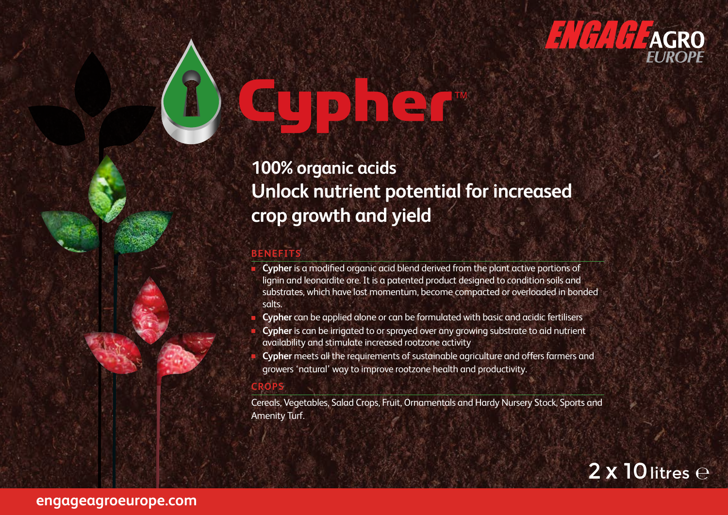ENGAGE AGRO EUROPE

# Cypher™

## 100% organic acids
## Unlock nutrient potential for increased crop growth and yield

### BENEFITS

- **Cypher** is a modified organic acid blend derived from the plant active portions of lignin and leonardite ore. It is a patented product designed to condition soils and substrates, which have lost momentum, become compacted or overloaded in bonded salts.
- **Cypher** can be applied alone or can be formulated with basic and acidic fertilisers
- **Cypher** is can be irrigated to or sprayed over any growing substrate to aid nutrient availability and stimulate increased rootzone activity
- **Cypher** meets all the requirements of sustainable agriculture and offers farmers and growers 'natural' way to improve rootzone health and productivity.

### CROPS

Cereals, Vegetables, Salad Crops, Fruit, Ornamentals and Hardy Nursery Stock, Sports and Amenity Turf.

2 x 10 litres ℮

engageagroeurope.com